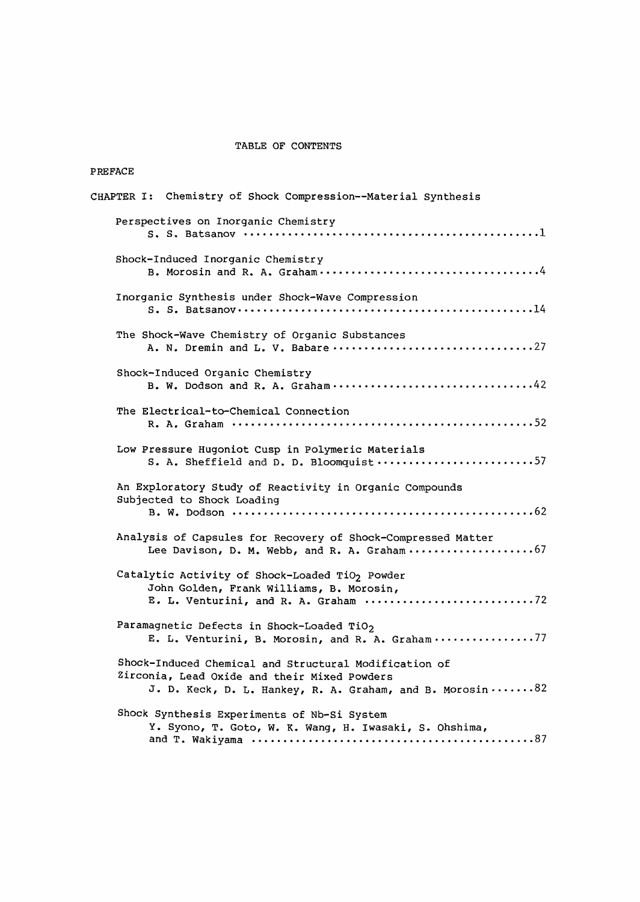# TABLE OF CONTENTS

PREFACE

## CHAPTER I: Chemistry of Shock Compression--Material Synthesis

Perspectives on Inorganic Chemistry
S. S. Batsanov ............................................... 1

Shock-Induced Inorganic Chemistry
B. Morosin and R. A. Graham .................................. 4

Inorganic Synthesis under Shock-Wave Compression
S. S. Batsanov ............................................... 14

The Shock-Wave Chemistry of Organic Substances
A. N. Dremin and L. V. Babare ................................ 27

Shock-Induced Organic Chemistry
B. W. Dodson and R. A. Graham ................................ 42

The Electrical-to-Chemical Connection
R. A. Graham ................................................. 52

Low Pressure Hugoniot Cusp in Polymeric Materials
S. A. Sheffield and D. D. Bloomquist ......................... 57

An Exploratory Study of Reactivity in Organic Compounds Subjected to Shock Loading
B. W. Dodson ................................................. 62

Analysis of Capsules for Recovery of Shock-Compressed Matter
Lee Davison, D. M. Webb, and R. A. Graham .................... 67

Catalytic Activity of Shock-Loaded $TiO_2$ Powder
John Golden, Frank Williams, B. Morosin, E. L. Venturini, and R. A. Graham ........................... 72

Paramagnetic Defects in Shock-Loaded $TiO_2$
E. L. Venturini, B. Morosin, and R. A. Graham ................ 77

Shock-Induced Chemical and Structural Modification of Zirconia, Lead Oxide and their Mixed Powders
J. D. Keck, D. L. Hankey, R. A. Graham, and B. Morosin ....... 82

Shock Synthesis Experiments of Nb-Si System
Y. Syono, T. Goto, W. K. Wang, H. Iwasaki, S. Ohshima, and T. Wakiyama ............................................ 87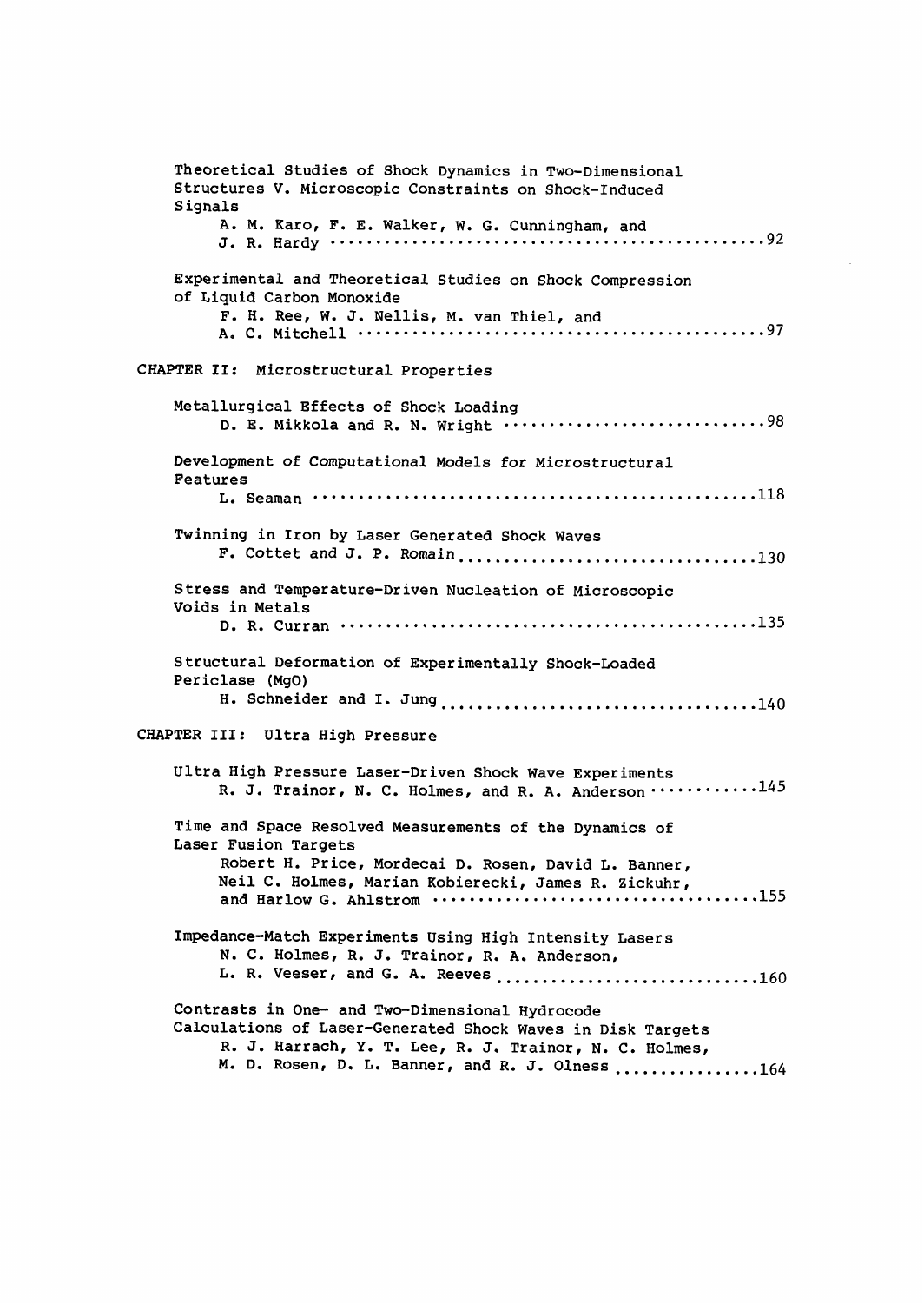Theoretical Studies of Shock Dynamics in Two-Dimensional Structures V. Microscopic Constraints on Shock-Induced Signals
A. M. Karo, F. E. Walker, W. G. Cunningham, and J. R. Hardy ............ 92

Experimental and Theoretical Studies on Shock Compression of Liquid Carbon Monoxide
F. H. Ree, W. J. Nellis, M. van Thiel, and A. C. Mitchell ............ 97

## CHAPTER II: Microstructural Properties

Metallurgical Effects of Shock Loading
D. E. Mikkola and R. N. Wright ............ 98

Development of Computational Models for Microstructural Features
L. Seaman ............ 118

Twinning in Iron by Laser Generated Shock Waves
F. Cottet and J. P. Romain ............ 130

Stress and Temperature-Driven Nucleation of Microscopic Voids in Metals
D. R. Curran ............ 135

Structural Deformation of Experimentally Shock-Loaded Periclase (MgO)
H. Schneider and I. Jung ............ 140

## CHAPTER III: Ultra High Pressure

Ultra High Pressure Laser-Driven Shock Wave Experiments
R. J. Trainor, N. C. Holmes, and R. A. Anderson ............ 145

Time and Space Resolved Measurements of the Dynamics of Laser Fusion Targets
Robert H. Price, Mordecai D. Rosen, David L. Banner, Neil C. Holmes, Marian Kobierecki, James R. Zickuhr, and Harlow G. Ahlstrom ............ 155

Impedance-Match Experiments Using High Intensity Lasers
N. C. Holmes, R. J. Trainor, R. A. Anderson, L. R. Veeser, and G. A. Reeves ............ 160

Contrasts in One- and Two-Dimensional Hydrocode Calculations of Laser-Generated Shock Waves in Disk Targets
R. J. Harrach, Y. T. Lee, R. J. Trainor, N. C. Holmes, M. D. Rosen, D. L. Banner, and R. J. Olness ............ 164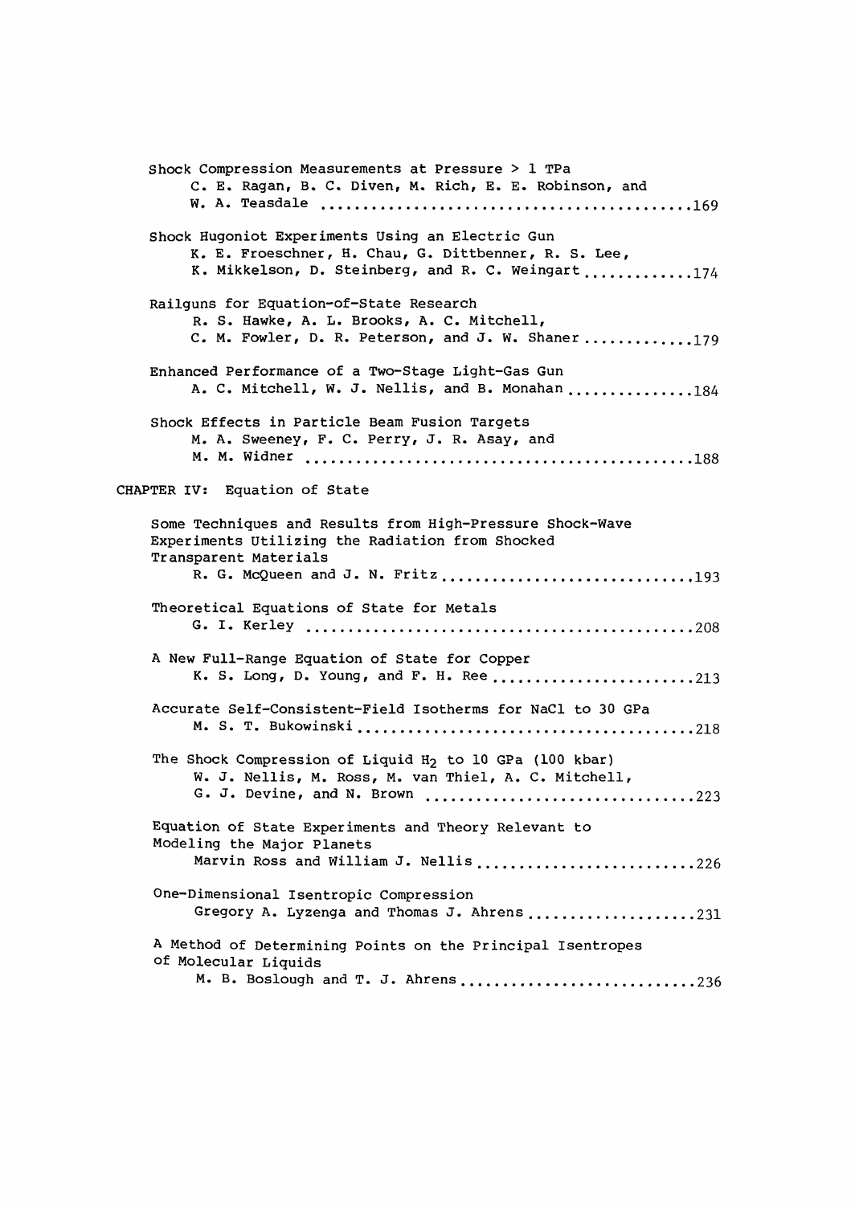Shock Compression Measurements at Pressure > 1 TPa
C. E. Ragan, B. C. Diven, M. Rich, E. E. Robinson, and W. A. Teasdale ....169

Shock Hugoniot Experiments Using an Electric Gun
K. E. Froeschner, H. Chau, G. Dittbenner, R. S. Lee, K. Mikkelson, D. Steinberg, and R. C. Weingart ....174

Railguns for Equation-of-State Research
R. S. Hawke, A. L. Brooks, A. C. Mitchell, C. M. Fowler, D. R. Peterson, and J. W. Shaner ....179

Enhanced Performance of a Two-Stage Light-Gas Gun
A. C. Mitchell, W. J. Nellis, and B. Monahan ....184

Shock Effects in Particle Beam Fusion Targets
M. A. Sweeney, F. C. Perry, J. R. Asay, and M. M. Widner ....188

## CHAPTER IV: Equation of State

Some Techniques and Results from High-Pressure Shock-Wave Experiments Utilizing the Radiation from Shocked Transparent Materials
R. G. McQueen and J. N. Fritz ....193

Theoretical Equations of State for Metals
G. I. Kerley ....208

A New Full-Range Equation of State for Copper
K. S. Long, D. Young, and F. H. Ree ....213

Accurate Self-Consistent-Field Isotherms for NaCl to 30 GPa
M. S. T. Bukowinski ....218

The Shock Compression of Liquid $H_2$ to 10 GPa (100 kbar)
W. J. Nellis, M. Ross, M. van Thiel, A. C. Mitchell, G. J. Devine, and N. Brown ....223

Equation of State Experiments and Theory Relevant to Modeling the Major Planets
Marvin Ross and William J. Nellis ....226

One-Dimensional Isentropic Compression
Gregory A. Lyzenga and Thomas J. Ahrens ....231

A Method of Determining Points on the Principal Isentropes of Molecular Liquids
M. B. Boslough and T. J. Ahrens ....236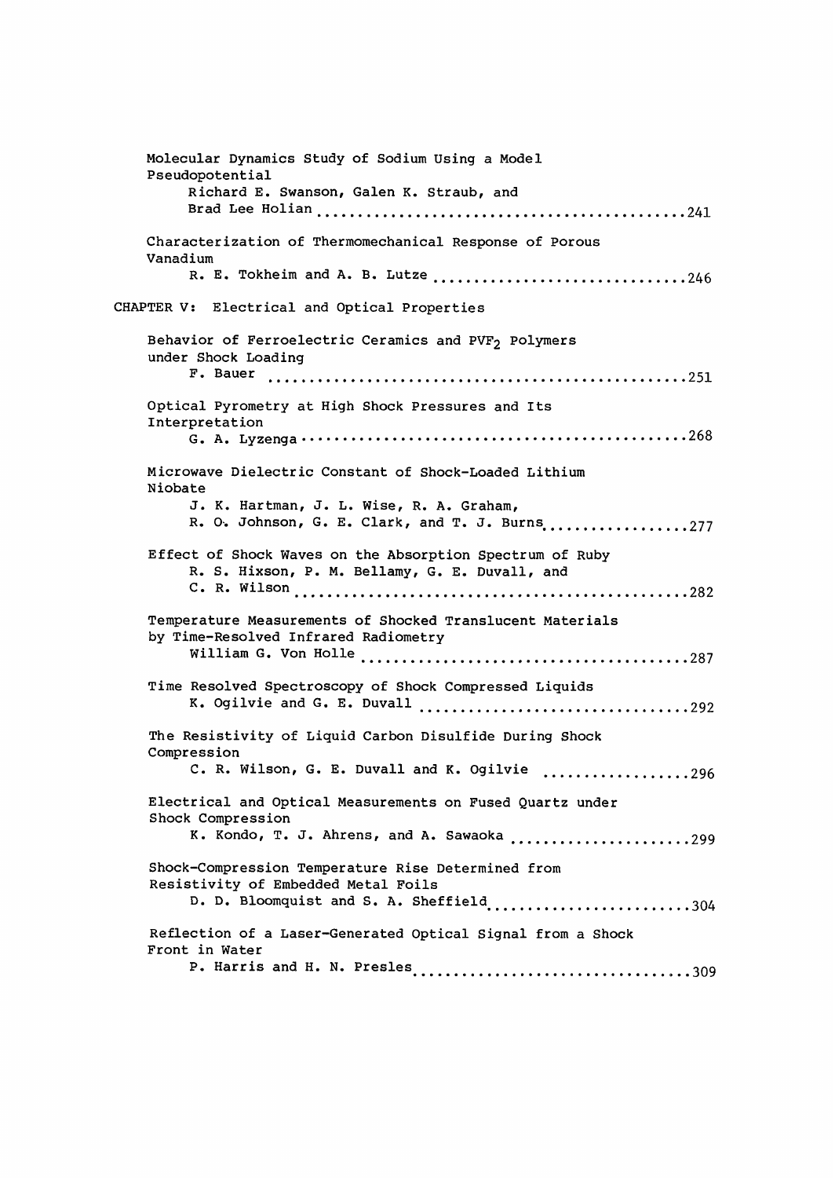Molecular Dynamics Study of Sodium Using a Model Pseudopotential
Richard E. Swanson, Galen K. Straub, and Brad Lee Holian ........................................... 241

Characterization of Thermomechanical Response of Porous Vanadium
R. E. Tokheim and A. B. Lutze ............................... 246

## CHAPTER V: Electrical and Optical Properties

Behavior of Ferroelectric Ceramics and $PVF_2$ Polymers under Shock Loading
F. Bauer ................................................... 251

Optical Pyrometry at High Shock Pressures and Its Interpretation
G. A. Lyzenga ................................................ 268

Microwave Dielectric Constant of Shock-Loaded Lithium Niobate
J. K. Hartman, J. L. Wise, R. A. Graham, R. O. Johnson, G. E. Clark, and T. J. Burns .................. 277

Effect of Shock Waves on the Absorption Spectrum of Ruby
R. S. Hixson, P. M. Bellamy, G. E. Duvall, and C. R. Wilson ............................................... 282

Temperature Measurements of Shocked Translucent Materials by Time-Resolved Infrared Radiometry
William G. Von Holle ....................................... 287

Time Resolved Spectroscopy of Shock Compressed Liquids
K. Ogilvie and G. E. Duvall ................................. 292

The Resistivity of Liquid Carbon Disulfide During Shock Compression
C. R. Wilson, G. E. Duvall and K. Ogilvie .................. 296

Electrical and Optical Measurements on Fused Quartz under Shock Compression
K. Kondo, T. J. Ahrens, and A. Sawaoka ...................... 299

Shock-Compression Temperature Rise Determined from Resistivity of Embedded Metal Foils
D. D. Bloomquist and S. A. Sheffield ........................ 304

Reflection of a Laser-Generated Optical Signal from a Shock Front in Water
P. Harris and H. N. Presles .................................. 309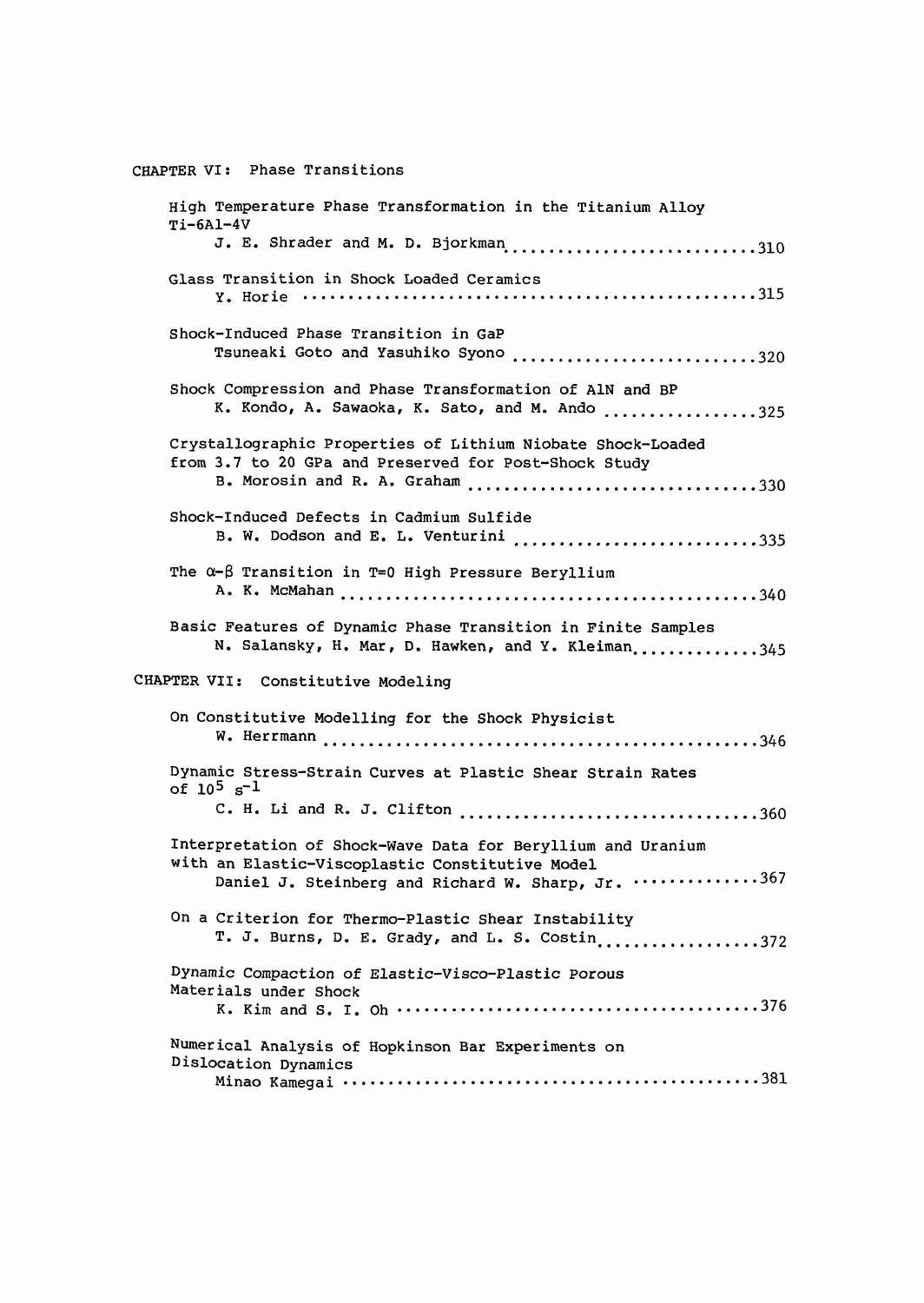## CHAPTER VI: Phase Transitions

High Temperature Phase Transformation in the Titanium Alloy Ti-6Al-4V
J. E. Shrader and M. D. Bjorkman .......................... 310

Glass Transition in Shock Loaded Ceramics
Y. Horie .......................... 315

Shock-Induced Phase Transition in GaP
Tsuneaki Goto and Yasuhiko Syono .......................... 320

Shock Compression and Phase Transformation of AlN and BP
K. Kondo, A. Sawaoka, K. Sato, and M. Ando .......................... 325

Crystallographic Properties of Lithium Niobate Shock-Loaded from 3.7 to 20 GPa and Preserved for Post-Shock Study
B. Morosin and R. A. Graham .......................... 330

Shock-Induced Defects in Cadmium Sulfide
B. W. Dodson and E. L. Venturini .......................... 335

The $\alpha$-$\beta$ Transition in T=0 High Pressure Beryllium
A. K. McMahan .......................... 340

Basic Features of Dynamic Phase Transition in Finite Samples
N. Salansky, H. Mar, D. Hawken, and Y. Kleiman .......................... 345

## CHAPTER VII: Constitutive Modeling

On Constitutive Modelling for the Shock Physicist
W. Herrmann .......................... 346

Dynamic Stress-Strain Curves at Plastic Shear Strain Rates of $10^5$ $s^{-1}$
C. H. Li and R. J. Clifton .......................... 360

Interpretation of Shock-Wave Data for Beryllium and Uranium with an Elastic-Viscoplastic Constitutive Model
Daniel J. Steinberg and Richard W. Sharp, Jr. .......................... 367

On a Criterion for Thermo-Plastic Shear Instability
T. J. Burns, D. E. Grady, and L. S. Costin .......................... 372

Dynamic Compaction of Elastic-Visco-Plastic Porous Materials under Shock
K. Kim and S. I. Oh .......................... 376

Numerical Analysis of Hopkinson Bar Experiments on Dislocation Dynamics
Minao Kamegai .......................... 381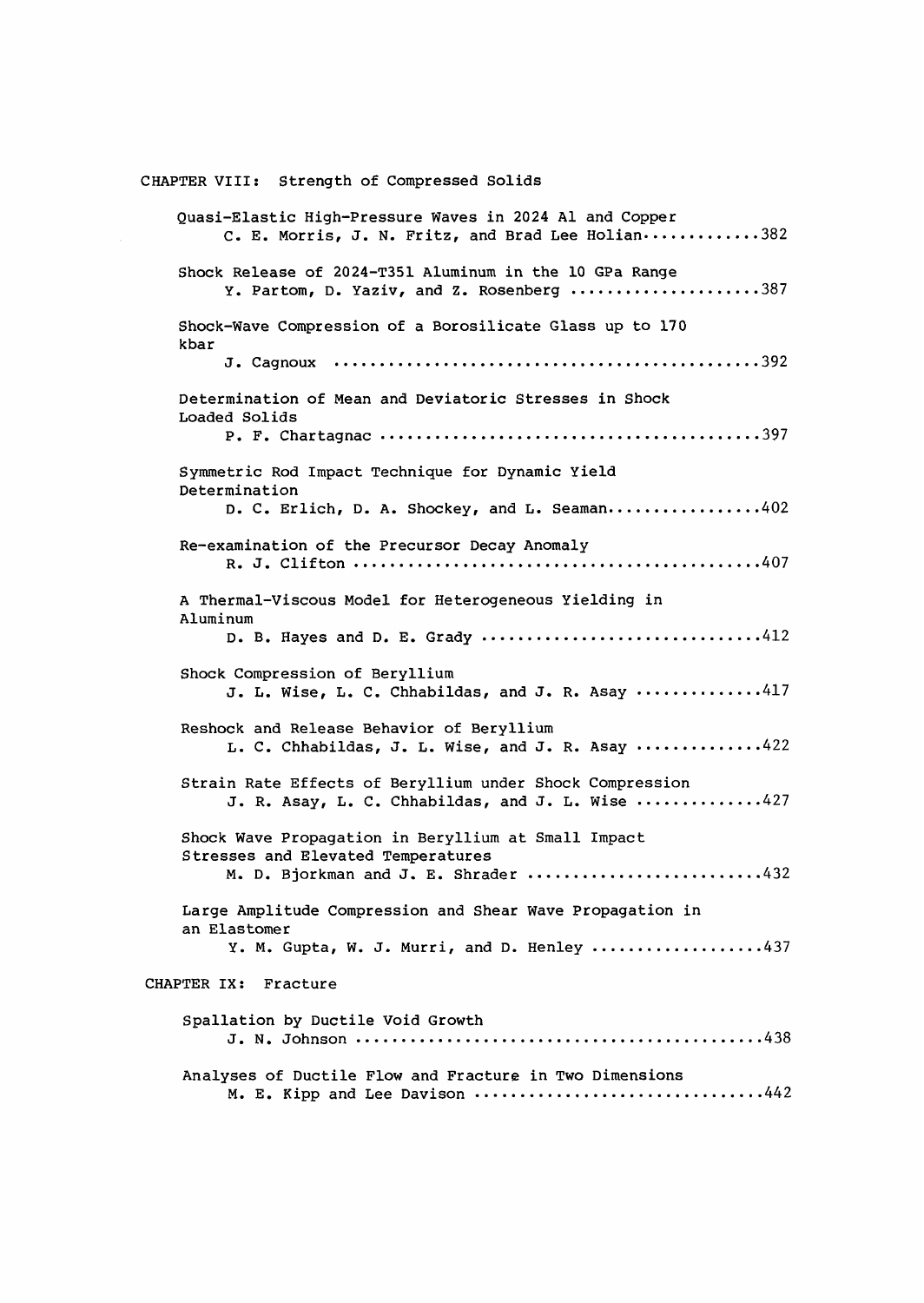## CHAPTER VIII: Strength of Compressed Solids

Quasi-Elastic High-Pressure Waves in 2024 Al and Copper
C. E. Morris, J. N. Fritz, and Brad Lee Holian............382

Shock Release of 2024-T351 Aluminum in the 10 GPa Range
Y. Partom, D. Yaziv, and Z. Rosenberg ....................387

Shock-Wave Compression of a Borosilicate Glass up to 170 kbar
J. Cagnoux ...............................................392

Determination of Mean and Deviatoric Stresses in Shock Loaded Solids
P. F. Chartagnac .........................................397

Symmetric Rod Impact Technique for Dynamic Yield Determination
D. C. Erlich, D. A. Shockey, and L. Seaman................402

Re-examination of the Precursor Decay Anomaly
R. J. Clifton ............................................407

A Thermal-Viscous Model for Heterogeneous Yielding in Aluminum
D. B. Hayes and D. E. Grady ..............................412

Shock Compression of Beryllium
J. L. Wise, L. C. Chhabildas, and J. R. Asay .............417

Reshock and Release Behavior of Beryllium
L. C. Chhabildas, J. L. Wise, and J. R. Asay .............422

Strain Rate Effects of Beryllium under Shock Compression
J. R. Asay, L. C. Chhabildas, and J. L. Wise .............427

Shock Wave Propagation in Beryllium at Small Impact Stresses and Elevated Temperatures
M. D. Bjorkman and J. E. Shrader .........................432

Large Amplitude Compression and Shear Wave Propagation in an Elastomer
Y. M. Gupta, W. J. Murri, and D. Henley ..................437

## CHAPTER IX: Fracture

Spallation by Ductile Void Growth
J. N. Johnson ............................................438

Analyses of Ductile Flow and Fracture in Two Dimensions
M. E. Kipp and Lee Davison ...............................442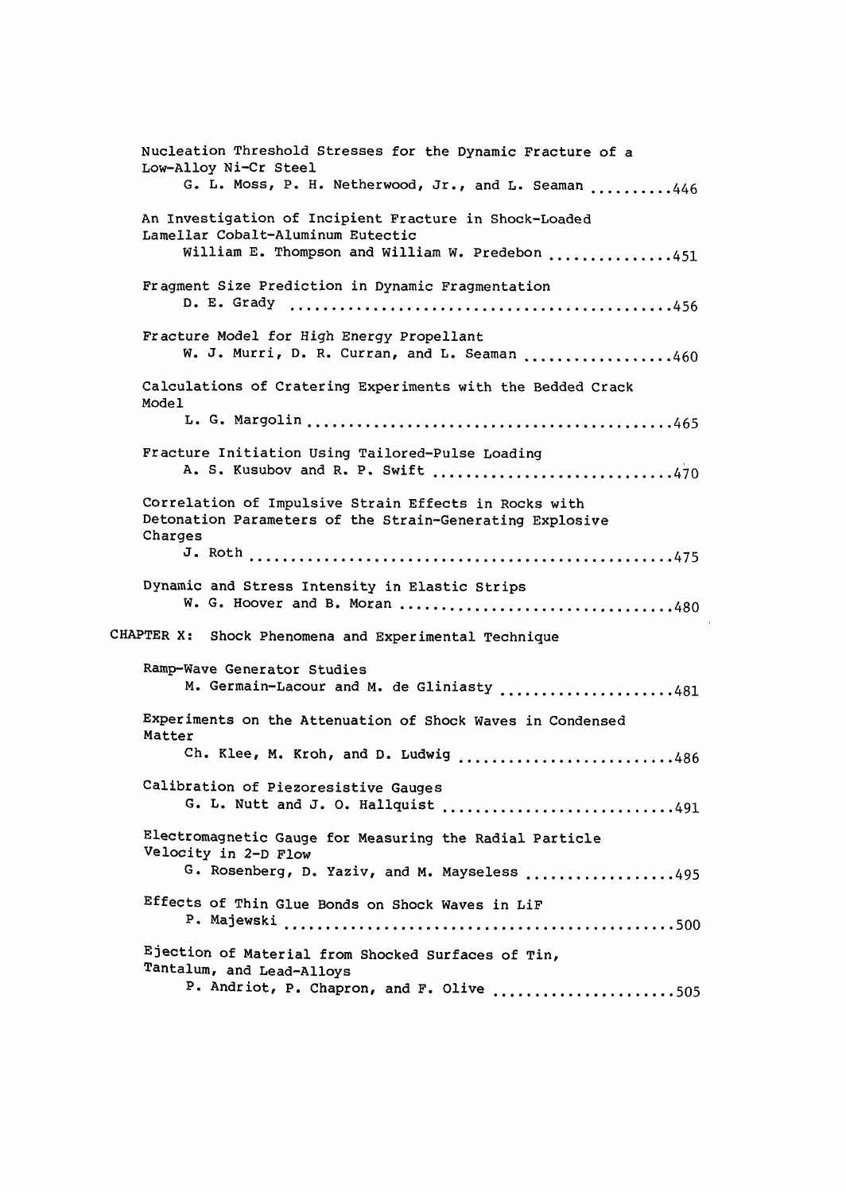Nucleation Threshold Stresses for the Dynamic Fracture of a Low-Alloy Ni-Cr Steel
G. L. Moss, P. H. Netherwood, Jr., and L. Seaman ..........446

An Investigation of Incipient Fracture in Shock-Loaded Lamellar Cobalt-Aluminum Eutectic
William E. Thompson and William W. Predebon ...............451

Fragment Size Prediction in Dynamic Fragmentation
D. E. Grady ..............................................456

Fracture Model for High Energy Propellant
W. J. Murri, D. R. Curran, and L. Seaman ..................460

Calculations of Cratering Experiments with the Bedded Crack Model
L. G. Margolin ............................................465

Fracture Initiation Using Tailored-Pulse Loading
A. S. Kusubov and R. P. Swift .............................470

Correlation of Impulsive Strain Effects in Rocks with Detonation Parameters of the Strain-Generating Explosive Charges
J. Roth ...................................................475

Dynamic and Stress Intensity in Elastic Strips
W. G. Hoover and B. Moran .................................480

## CHAPTER X: Shock Phenomena and Experimental Technique

Ramp-Wave Generator Studies
M. Germain-Lacour and M. de Gliniasty .....................481

Experiments on the Attenuation of Shock Waves in Condensed Matter
Ch. Klee, M. Kroh, and D. Ludwig ..........................486

Calibration of Piezoresistive Gauges
G. L. Nutt and J. O. Hallquist ............................491

Electromagnetic Gauge for Measuring the Radial Particle Velocity in 2-D Flow
G. Rosenberg, D. Yaziv, and M. Mayseless ..................495

Effects of Thin Glue Bonds on Shock Waves in LiF
P. Majewski ...............................................500

Ejection of Material from Shocked Surfaces of Tin, Tantalum, and Lead-Alloys
P. Andriot, P. Chapron, and F. Olive ......................505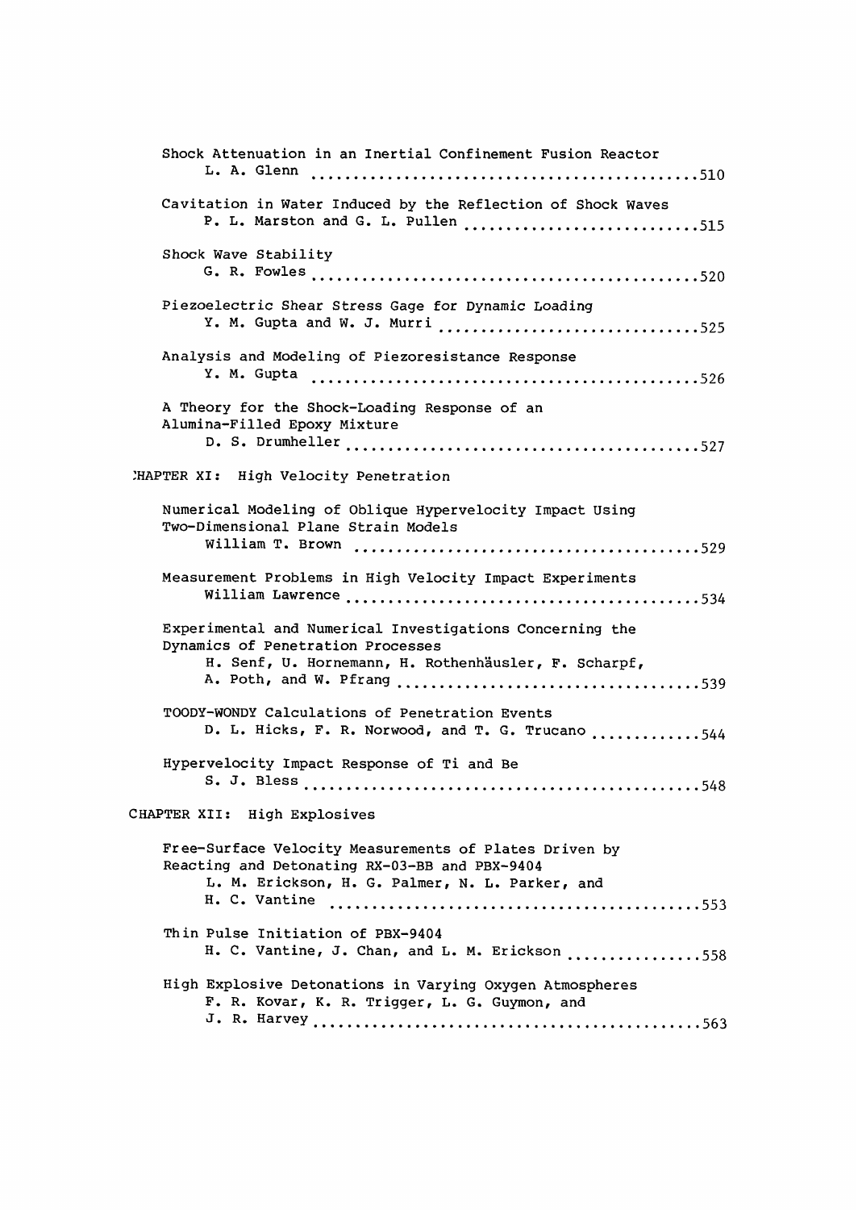Shock Attenuation in an Inertial Confinement Fusion Reactor
L. A. Glenn ............................................510

Cavitation in Water Induced by the Reflection of Shock Waves
P. L. Marston and G. L. Pullen ............................515

Shock Wave Stability
G. R. Fowles ............................................520

Piezoelectric Shear Stress Gage for Dynamic Loading
Y. M. Gupta and W. J. Murri ...............................525

Analysis and Modeling of Piezoresistance Response
Y. M. Gupta ............................................526

A Theory for the Shock-Loading Response of an
Alumina-Filled Epoxy Mixture
D. S. Drumheller ........................................527

## CHAPTER XI: High Velocity Penetration

Numerical Modeling of Oblique Hypervelocity Impact Using
Two-Dimensional Plane Strain Models
William T. Brown ........................................529

Measurement Problems in High Velocity Impact Experiments
William Lawrence ........................................534

Experimental and Numerical Investigations Concerning the
Dynamics of Penetration Processes
H. Senf, U. Hornemann, H. Rothenhäusler, F. Scharpf,
A. Poth, and W. Pfrang ...................................539

TOODY-WONDY Calculations of Penetration Events
D. L. Hicks, F. R. Norwood, and T. G. Trucano .............544

Hypervelocity Impact Response of Ti and Be
S. J. Bless .............................................548

## CHAPTER XII: High Explosives

Free-Surface Velocity Measurements of Plates Driven by
Reacting and Detonating RX-03-BB and PBX-9404
L. M. Erickson, H. G. Palmer, N. L. Parker, and
H. C. Vantine ...........................................553

Thin Pulse Initiation of PBX-9404
H. C. Vantine, J. Chan, and L. M. Erickson ................558

High Explosive Detonations in Varying Oxygen Atmospheres
F. R. Kovar, K. R. Trigger, L. G. Guymon, and
J. R. Harvey ............................................563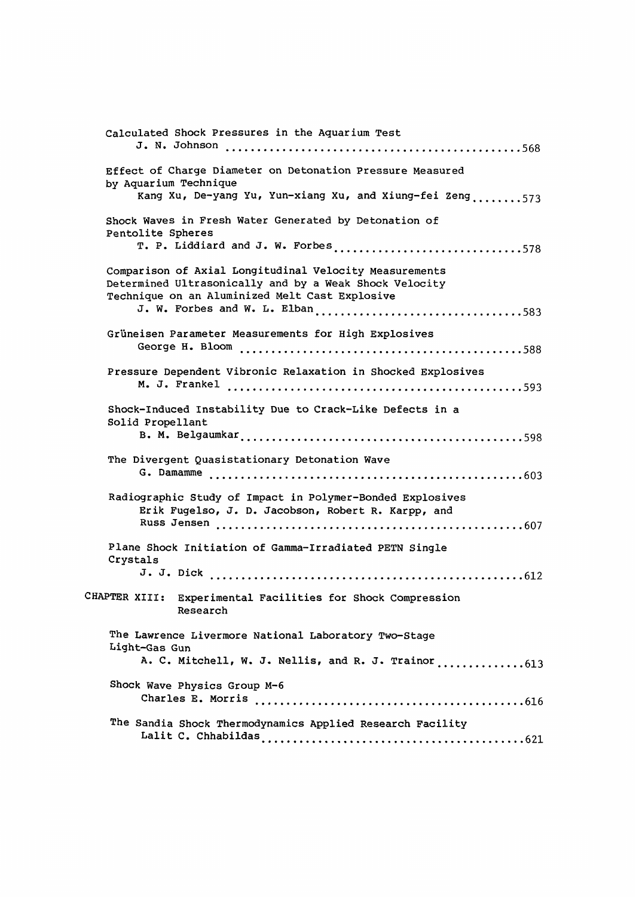Calculated Shock Pressures in the Aquarium Test
J. N. Johnson ............................................... 568

Effect of Charge Diameter on Detonation Pressure Measured by Aquarium Technique
Kang Xu, De-yang Yu, Yun-xiang Xu, and Xiung-fei Zeng ........ 573

Shock Waves in Fresh Water Generated by Detonation of Pentolite Spheres
T. P. Liddiard and J. W. Forbes ............................... 578

Comparison of Axial Longitudinal Velocity Measurements Determined Ultrasonically and by a Weak Shock Velocity Technique on an Aluminized Melt Cast Explosive
J. W. Forbes and W. L. Elban .................................. 583

Grüneisen Parameter Measurements for High Explosives
George H. Bloom ............................................... 588

Pressure Dependent Vibronic Relaxation in Shocked Explosives
M. J. Frankel ................................................. 593

Shock-Induced Instability Due to Crack-Like Defects in a Solid Propellant
B. M. Belgaumkar .............................................. 598

The Divergent Quasistationary Detonation Wave
G. Damamme .................................................... 603

Radiographic Study of Impact in Polymer-Bonded Explosives
Erik Fugelso, J. D. Jacobson, Robert R. Karpp, and Russ Jensen ................................................. 607

Plane Shock Initiation of Gamma-Irradiated PETN Single Crystals
J. J. Dick .................................................... 612

## CHAPTER XIII: Experimental Facilities for Shock Compression Research

The Lawrence Livermore National Laboratory Two-Stage Light-Gas Gun
A. C. Mitchell, W. J. Nellis, and R. J. Trainor .............. 613

Shock Wave Physics Group M-6
Charles E. Morris ............................................. 616

The Sandia Shock Thermodynamics Applied Research Facility
Lalit C. Chhabildas ........................................... 621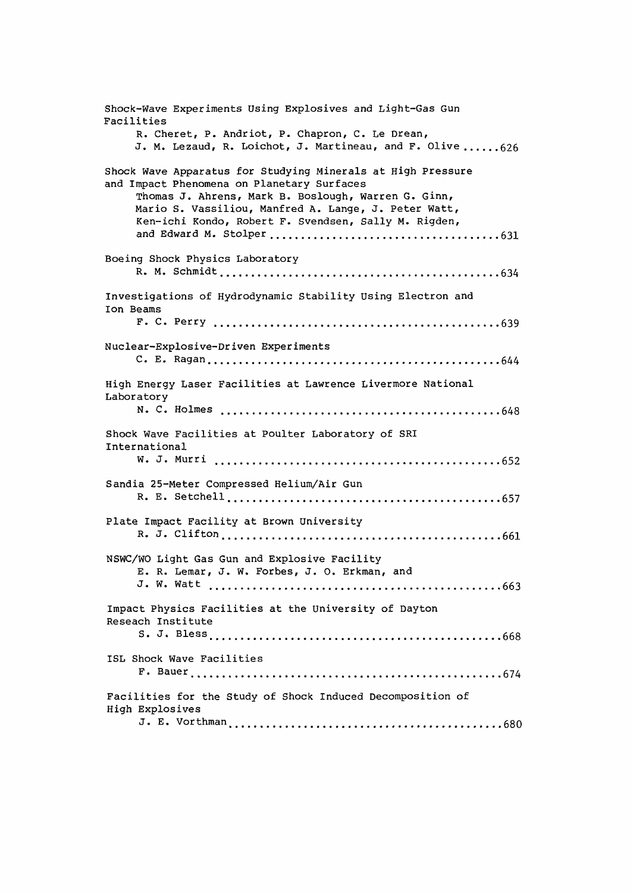Shock-Wave Experiments Using Explosives and Light-Gas Gun Facilities
R. Cheret, P. Andriot, P. Chapron, C. Le Drean, J. M. Lezaud, R. Loichot, J. Martineau, and F. Olive ...... 626

Shock Wave Apparatus for Studying Minerals at High Pressure and Impact Phenomena on Planetary Surfaces
Thomas J. Ahrens, Mark B. Boslough, Warren G. Ginn, Mario S. Vassiliou, Manfred A. Lange, J. Peter Watt, Ken-ichi Kondo, Robert F. Svendsen, Sally M. Rigden, and Edward M. Stolper ...... 631

Boeing Shock Physics Laboratory
R. M. Schmidt ...... 634

Investigations of Hydrodynamic Stability Using Electron and Ion Beams
F. C. Perry ...... 639

Nuclear-Explosive-Driven Experiments
C. E. Ragan ...... 644

High Energy Laser Facilities at Lawrence Livermore National Laboratory
N. C. Holmes ...... 648

Shock Wave Facilities at Poulter Laboratory of SRI International
W. J. Murri ...... 652

Sandia 25-Meter Compressed Helium/Air Gun
R. E. Setchell ...... 657

Plate Impact Facility at Brown University
R. J. Clifton ...... 661

NSWC/WO Light Gas Gun and Explosive Facility
E. R. Lemar, J. W. Forbes, J. O. Erkman, and J. W. Watt ...... 663

Impact Physics Facilities at the University of Dayton Reseach Institute
S. J. Bless ...... 668

ISL Shock Wave Facilities
F. Bauer ...... 674

Facilities for the Study of Shock Induced Decomposition of High Explosives
J. E. Vorthman ...... 680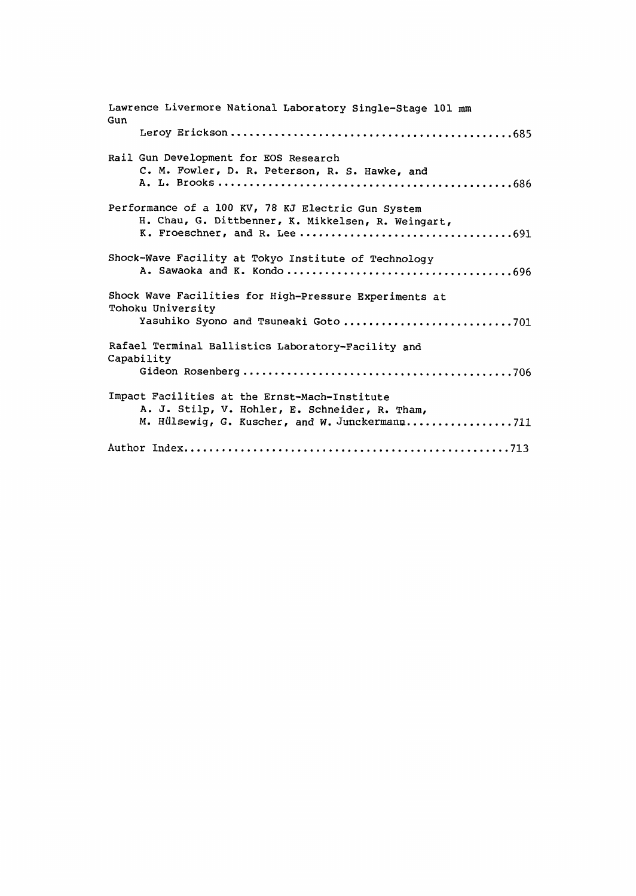Lawrence Livermore National Laboratory Single-Stage 101 mm Gun
Leroy Erickson ............................................685

Rail Gun Development for EOS Research
C. M. Fowler, D. R. Peterson, R. S. Hawke, and A. L. Brooks ............................................686

Performance of a 100 KV, 78 KJ Electric Gun System
H. Chau, G. Dittbenner, K. Mikkelsen, R. Weingart, K. Froeschner, and R. Lee ..................................691

Shock-Wave Facility at Tokyo Institute of Technology
A. Sawaoka and K. Kondo ....................................696

Shock Wave Facilities for High-Pressure Experiments at Tohoku University
Yasuhiko Syono and Tsuneaki Goto ...........................701

Rafael Terminal Ballistics Laboratory-Facility and Capability
Gideon Rosenberg ...........................................706

Impact Facilities at the Ernst-Mach-Institute
A. J. Stilp, V. Hohler, E. Schneider, R. Tham, M. Hülsewig, G. Kuscher, and W. Junckermann.................711

Author Index..................................................713